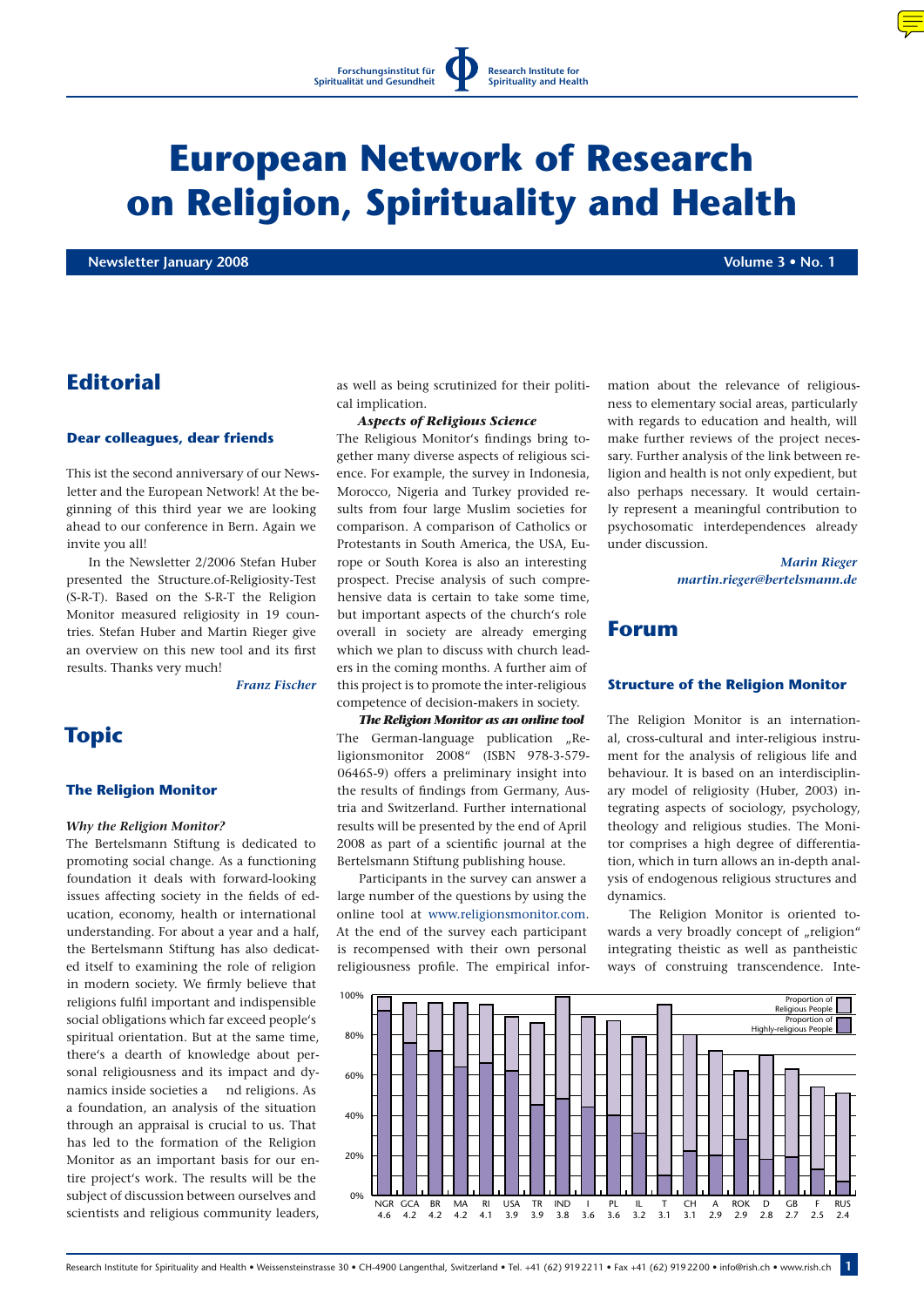Forschungsinstitut für Spiritualität und Gesundheit

Research Institute for Spirituality and Health

# European Network of Research on Religion, Spirituality and Health

**Newsletter January 2008** **Volume 3 • No. 1**

## Editorial

### Dear colleagues, dear friends

This ist the second anniversary of our Newsletter and the European Network! At the beginning of this third year we are looking ahead to our conference in Bern. Again we invite you all!

In the Newsletter 2/2006 Stefan Huber presented the Structure.of-Religiosity-Test (S-R-T). Based on the S-R-T the Religion Monitor measured religiosity in 19 countries. Stefan Huber and Martin Rieger give an overview on this new tool and its first results. Thanks very much!

*Franz Fischer*

## Topic

### The Religion Monitor

***Why the Religion Monitor?***

The Bertelsmann Stiftung is dedicated to promoting social change. As a functioning foundation it deals with forward-looking issues affecting society in the fields of education, economy, health or international understanding. For about a year and a half, the Bertelsmann Stiftung has also dedicated itself to examining the role of religion in modern society. We firmly believe that religions fulfil important and indispensible social obligations which far exceed people's spiritual orientation. But at the same time, there's a dearth of knowledge about personal religiousness and its impact and dynamics inside societies a nd religions. As a foundation, an analysis of the situation through an appraisal is crucial to us. That has led to the formation of the Religion Monitor as an important basis for our entire project's work. The results will be the subject of discussion between ourselves and scientists and religious community leaders, as well as being scrutinized for their political implication.

***Aspects of Religious Science***

The Religious Monitor's findings bring together many diverse aspects of religious science. For example, the survey in Indonesia, Morocco, Nigeria and Turkey provided results from four large Muslim societies for comparison. A comparison of Catholics or Protestants in South America, the USA, Europe or South Korea is also an interesting prospect. Precise analysis of such comprehensive data is certain to take some time, but important aspects of the church's role overall in society are already emerging which we plan to discuss with church leaders in the coming months. A further aim of this project is to promote the inter-religious competence of decision-makers in society.

***The Religion Monitor as an online tool***

The German-language publication „Religionsmonitor 2008" (ISBN 978-3-579-06465-9) offers a preliminary insight into the results of findings from Germany, Austria and Switzerland. Further international results will be presented by the end of April 2008 as part of a scientific journal at the Bertelsmann Stiftung publishing house.

Participants in the survey can answer a large number of the questions by using the online tool at www.religionsmonitor.com. At the end of the survey each participant is recompensed with their own personal religiousness profile. The empirical information about the relevance of religiousness to elementary social areas, particularly with regards to education and health, will make further reviews of the project necessary. Further analysis of the link between religion and health is not only expedient, but also perhaps necessary. It would certainly represent a meaningful contribution to psychosomatic interdependences already under discussion.

*Marin Rieger*
*martin.rieger@bertelsmann.de*

## Forum

### Structure of the Religion Monitor

The Religion Monitor is an international, cross-cultural and inter-religious instrument for the analysis of religious life and behaviour. It is based on an interdisciplinary model of religiosity (Huber, 2003) integrating aspects of sociology, psychology, theology and religious studies. The Monitor comprises a high degree of differentiation, which in turn allows an in-depth analysis of endogenous religious structures and dynamics.

The Religion Monitor is oriented towards a very broadly concept of „religion" integrating theistic as well as pantheistic ways of construing transcendence. Inte-

| Country | Score | Proportion of Religious People (approx.) | Proportion of Highly-religious People (approx.) |
|---|---|---|---|
| NGR | 4.6 | 99% | 92% |
| GCA | 4.2 | 96% | 76% |
| BR | 4.2 | 96% | 72% |
| MA | 4.2 | 96% | 64% |
| RI | 4.1 | 95% | 66% |
| USA | 3.9 | 89% | 62% |
| TR | 3.9 | 86% | 45% |
| IND | 3.8 | 99% | 48% |
| I | 3.6 | 89% | 44% |
| PL | 3.6 | 87% | 40% |
| IL | 3.2 | 79% | 31% |
| T | 3.1 | 95% | 10% |
| CH | 3.1 | 80% | 22% |
| A | 2.9 | 72% | 20% |
| ROK | 2.9 | 62% | 28% |
| D | 2.8 | 70% | 18% |
| GB | 2.7 | 63% | 19% |
| F | 2.5 | 54% | 13% |
| RUS | 2.4 | 51% | 7% |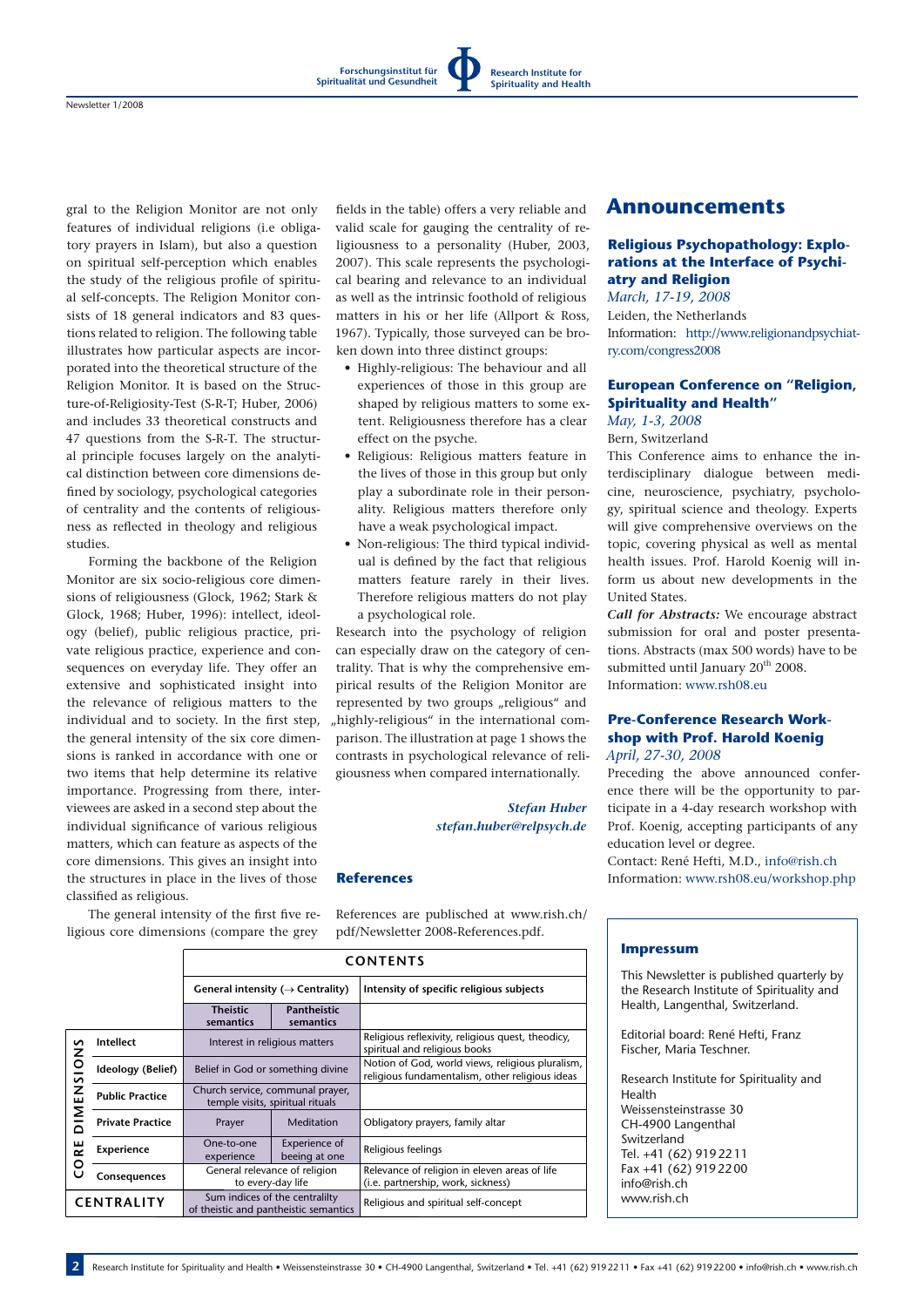gral to the Religion Monitor are not only features of individual religions (i.e obligatory prayers in Islam), but also a question on spiritual self-perception which enables the study of the religious profile of spiritual self-concepts. The Religion Monitor consists of 18 general indicators and 83 questions related to religion. The following table illustrates how particular aspects are incorporated into the theoretical structure of the Religion Monitor. It is based on the Structure-of-Religiosity-Test (S-R-T; Huber, 2006) and includes 33 theoretical constructs and 47 questions from the S-R-T. The structural principle focuses largely on the analytical distinction between core dimensions defined by sociology, psychological categories of centrality and the contents of religiousness as reflected in theology and religious studies.

Forming the backbone of the Religion Monitor are six socio-religious core dimensions of religiousness (Glock, 1962; Stark & Glock, 1968; Huber, 1996): intellect, ideology (belief), public religious practice, private religious practice, experience and consequences on everyday life. They offer an extensive and sophisticated insight into the relevance of religious matters to the individual and to society. In the first step, the general intensity of the six core dimensions is ranked in accordance with one or two items that help determine its relative importance. Progressing from there, interviewees are asked in a second step about the individual significance of various religious matters, which can feature as aspects of the core dimensions. This gives an insight into the structures in place in the lives of those classified as religious.

The general intensity of the first five religious core dimensions (compare the grey fields in the table) offers a very reliable and valid scale for gauging the centrality of religiousness to a personality (Huber, 2003, 2007). This scale represents the psychological bearing and relevance to an individual as well as the intrinsic foothold of religious matters in his or her life (Allport & Ross, 1967). Typically, those surveyed can be broken down into three distinct groups:

- Highly-religious: The behaviour and all experiences of those in this group are shaped by religious matters to some extent. Religiousness therefore has a clear effect on the psyche.
- Religious: Religious matters feature in the lives of those in this group but only play a subordinate role in their personality. Religious matters therefore only have a weak psychological impact.
- Non-religious: The third typical individual is defined by the fact that religious matters feature rarely in their lives. Therefore religious matters do not play a psychological role.

Research into the psychology of religion can especially draw on the category of centrality. That is why the comprehensive empirical results of the Religion Monitor are represented by two groups „religious" and „highly-religious" in the international comparison. The illustration at page 1 shows the contrasts in psychological relevance of religiousness when compared internationally.

***Stefan Huber***
***stefan.huber@relpsych.de***

### References

References are published at www.rish.ch/pdf/Newsletter 2008-References.pdf.

| | | CONTENTS | | |
|---|---|---|---|---|
| | | General intensity (→ Centrality) | | Intensity of specific religious subjects |
| | | Theistic semantics | Pantheistic semantics | |
| CORE DIMENSIONS | Intellect | Interest in religious matters | | Religious reflexivity, religious quest, theodicy, spiritual and religious books |
| | Ideology (Belief) | Belief in God or something divine | | Notion of God, world views, religious pluralism, religious fundamentalism, other religious ideas |
| | Public Practice | Church service, communal prayer, temple visits, spiritual rituals | | |
| | Private Practice | Prayer | Meditation | Obligatory prayers, family altar |
| | Experience | One-to-one experience | Experience of beeing at one | Religious feelings |
| | Consequences | General relevance of religion to every-day life | | Relevance of religion in eleven areas of life (i.e. partnership, work, sickness) |
| CENTRALITY | | Sum indices of the centrality of theistic and pantheistic semantics | | Religious and spiritual self-concept |

## Announcements

### Religious Psychopathology: Explorations at the Interface of Psychiatry and Religion

*March, 17-19, 2008*

Leiden, the Netherlands

Information: http://www.religionandpsychiatry.com/congress2008

### European Conference on "Religion, Spirituality and Health"

*May, 1-3, 2008*

Bern, Switzerland

This Conference aims to enhance the interdisciplinary dialogue between medicine, neuroscience, psychiatry, psychology, spiritual science and theology. Experts will give comprehensive overviews on the topic, covering physical as well as mental health issues. Prof. Harold Koenig will inform us about new developments in the United States.

***Call for Abstracts:*** We encourage abstract submission for oral and poster presentations. Abstracts (max 500 words) have to be submitted until January 20th 2008.

Information: www.rsh08.eu

### Pre-Conference Research Workshop with Prof. Harold Koenig

*April, 27-30, 2008*

Preceding the above announced conference there will be the opportunity to participate in a 4-day research workshop with Prof. Koenig, accepting participants of any education level or degree.

Contact: René Hefti, M.D., info@rish.ch

Information: www.rsh08.eu/workshop.php

### Impressum

This Newsletter is published quarterly by the Research Institute of Spirituality and Health, Langenthal, Switzerland.

Editorial board: René Hefti, Franz Fischer, Maria Teschner.

Research Institute for Spirituality and Health
Weissensteinstrasse 30
CH-4900 Langenthal
Switzerland
Tel. +41 (62) 919 22 11
Fax +41 (62) 919 22 00
info@rish.ch
www.rish.ch